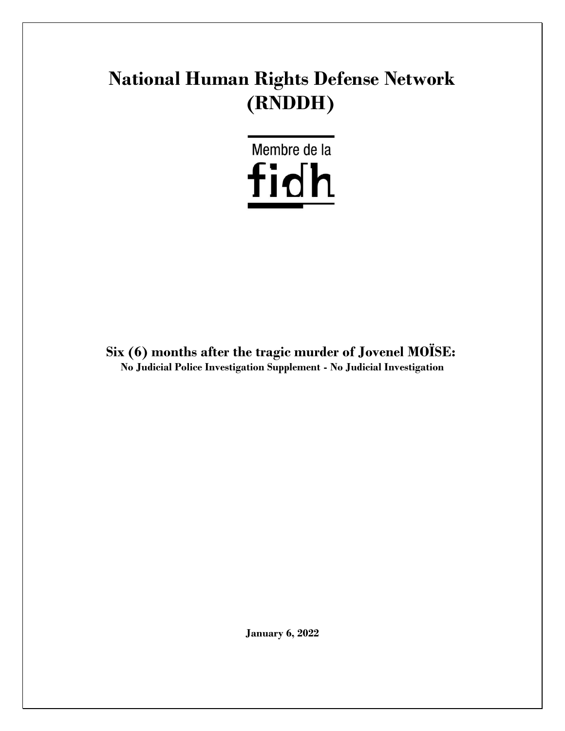# National Human Rights Defense Network (RNDDH)

Membre de la fidh

**Six (6) months after the tragic murder of Jovenel MOÏSE:**
**No Judicial Police Investigation Supplement - No Judicial Investigation**

**January 6, 2022**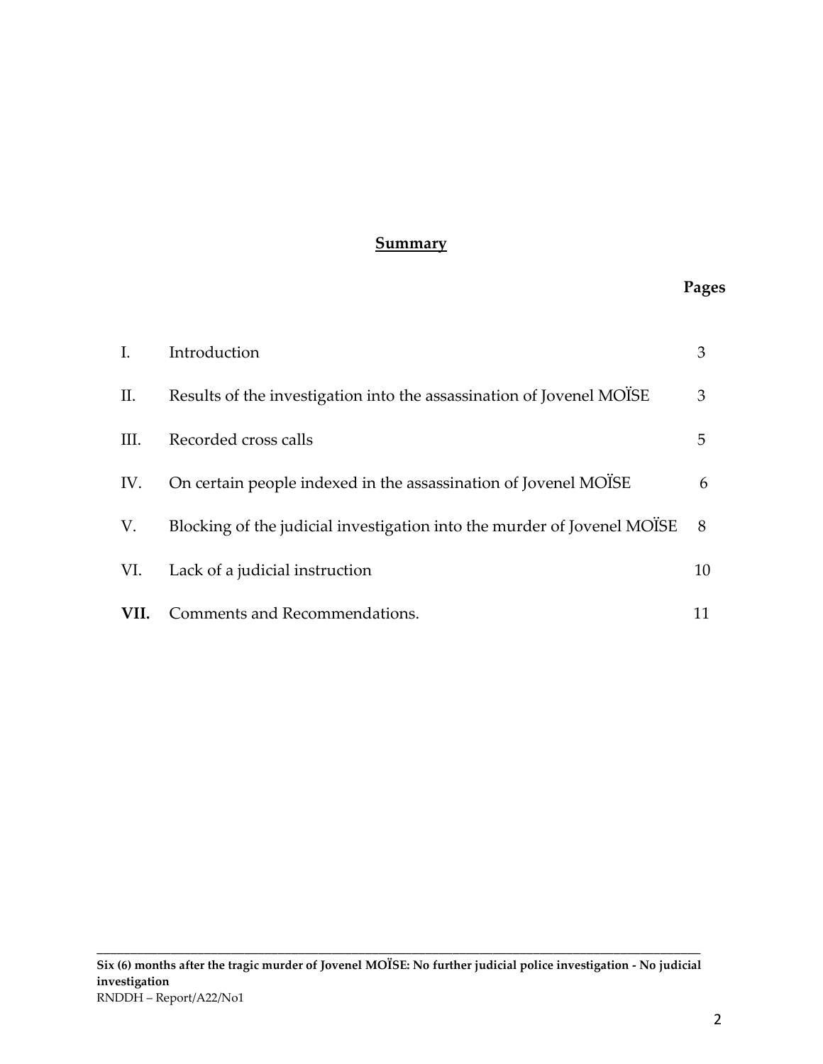## Summary

| | | Pages |
|---|---|---|
| I. | Introduction | 3 |
| II. | Results of the investigation into the assassination of Jovenel MOÏSE | 3 |
| III. | Recorded cross calls | 5 |
| IV. | On certain people indexed in the assassination of Jovenel MOÏSE | 6 |
| V. | Blocking of the judicial investigation into the murder of Jovenel MOÏSE | 8 |
| VI. | Lack of a judicial instruction | 10 |
| **VII.** | Comments and Recommendations. | 11 |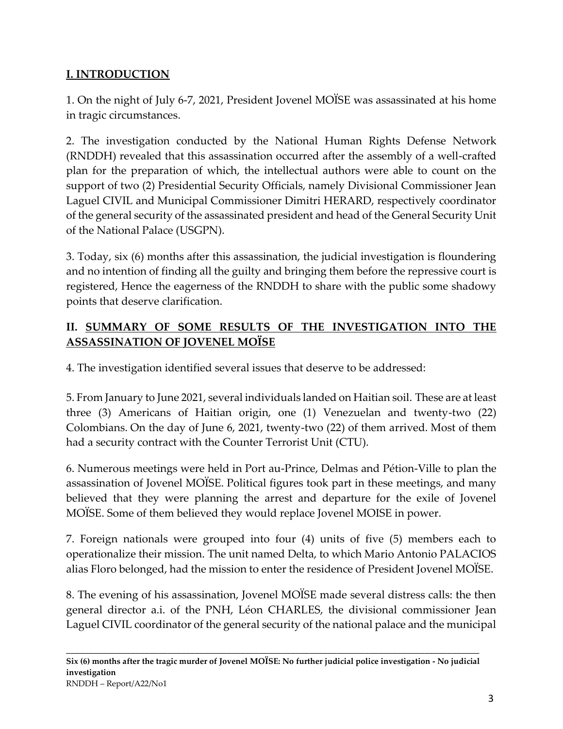## I. INTRODUCTION

1. On the night of July 6-7, 2021, President Jovenel MOÏSE was assassinated at his home in tragic circumstances.

2. The investigation conducted by the National Human Rights Defense Network (RNDDH) revealed that this assassination occurred after the assembly of a well-crafted plan for the preparation of which, the intellectual authors were able to count on the support of two (2) Presidential Security Officials, namely Divisional Commissioner Jean Laguel CIVIL and Municipal Commissioner Dimitri HERARD, respectively coordinator of the general security of the assassinated president and head of the General Security Unit of the National Palace (USGPN).

3. Today, six (6) months after this assassination, the judicial investigation is floundering and no intention of finding all the guilty and bringing them before the repressive court is registered, Hence the eagerness of the RNDDH to share with the public some shadowy points that deserve clarification.

## II. SUMMARY OF SOME RESULTS OF THE INVESTIGATION INTO THE ASSASSINATION OF JOVENEL MOÏSE

4. The investigation identified several issues that deserve to be addressed:

5. From January to June 2021, several individuals landed on Haitian soil. These are at least three (3) Americans of Haitian origin, one (1) Venezuelan and twenty-two (22) Colombians. On the day of June 6, 2021, twenty-two (22) of them arrived. Most of them had a security contract with the Counter Terrorist Unit (CTU).

6. Numerous meetings were held in Port au-Prince, Delmas and Pétion-Ville to plan the assassination of Jovenel MOÏSE. Political figures took part in these meetings, and many believed that they were planning the arrest and departure for the exile of Jovenel MOÏSE. Some of them believed they would replace Jovenel MOISE in power.

7. Foreign nationals were grouped into four (4) units of five (5) members each to operationalize their mission. The unit named Delta, to which Mario Antonio PALACIOS alias Floro belonged, had the mission to enter the residence of President Jovenel MOÏSE.

8. The evening of his assassination, Jovenel MOÏSE made several distress calls: the then general director a.i. of the PNH, Léon CHARLES, the divisional commissioner Jean Laguel CIVIL coordinator of the general security of the national palace and the municipal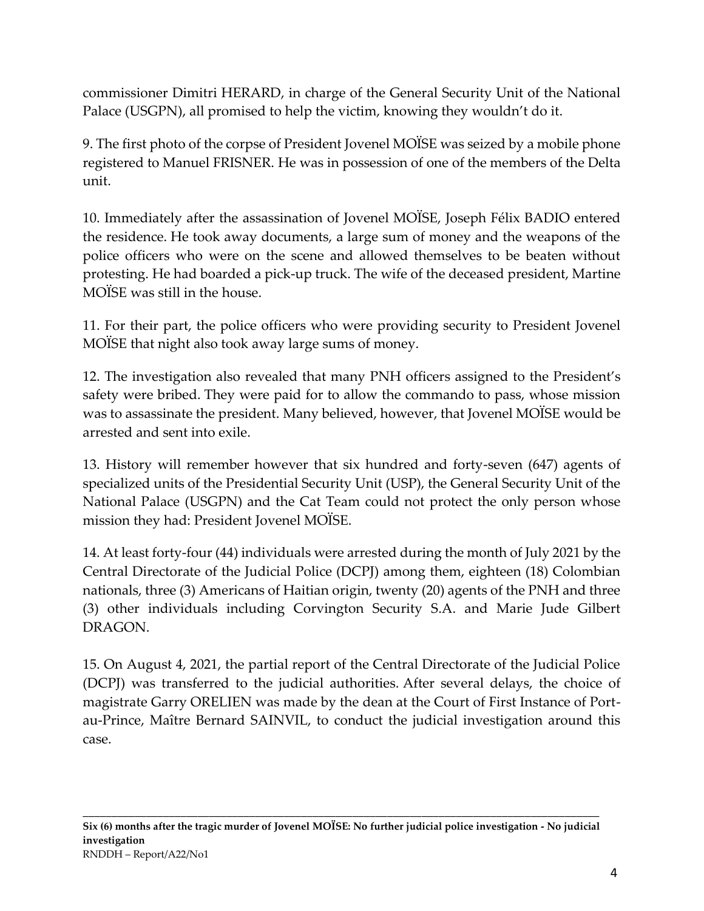commissioner Dimitri HERARD, in charge of the General Security Unit of the National Palace (USGPN), all promised to help the victim, knowing they wouldn't do it.

9. The first photo of the corpse of President Jovenel MOÏSE was seized by a mobile phone registered to Manuel FRISNER. He was in possession of one of the members of the Delta unit.

10. Immediately after the assassination of Jovenel MOÏSE, Joseph Félix BADIO entered the residence. He took away documents, a large sum of money and the weapons of the police officers who were on the scene and allowed themselves to be beaten without protesting. He had boarded a pick-up truck. The wife of the deceased president, Martine MOÏSE was still in the house.

11. For their part, the police officers who were providing security to President Jovenel MOÏSE that night also took away large sums of money.

12. The investigation also revealed that many PNH officers assigned to the President's safety were bribed. They were paid for to allow the commando to pass, whose mission was to assassinate the president. Many believed, however, that Jovenel MOÏSE would be arrested and sent into exile.

13. History will remember however that six hundred and forty-seven (647) agents of specialized units of the Presidential Security Unit (USP), the General Security Unit of the National Palace (USGPN) and the Cat Team could not protect the only person whose mission they had: President Jovenel MOÏSE.

14. At least forty-four (44) individuals were arrested during the month of July 2021 by the Central Directorate of the Judicial Police (DCPJ) among them, eighteen (18) Colombian nationals, three (3) Americans of Haitian origin, twenty (20) agents of the PNH and three (3) other individuals including Corvington Security S.A. and Marie Jude Gilbert DRAGON.

15. On August 4, 2021, the partial report of the Central Directorate of the Judicial Police (DCPJ) was transferred to the judicial authorities. After several delays, the choice of magistrate Garry ORELIEN was made by the dean at the Court of First Instance of Port-au-Prince, Maître Bernard SAINVIL, to conduct the judicial investigation around this case.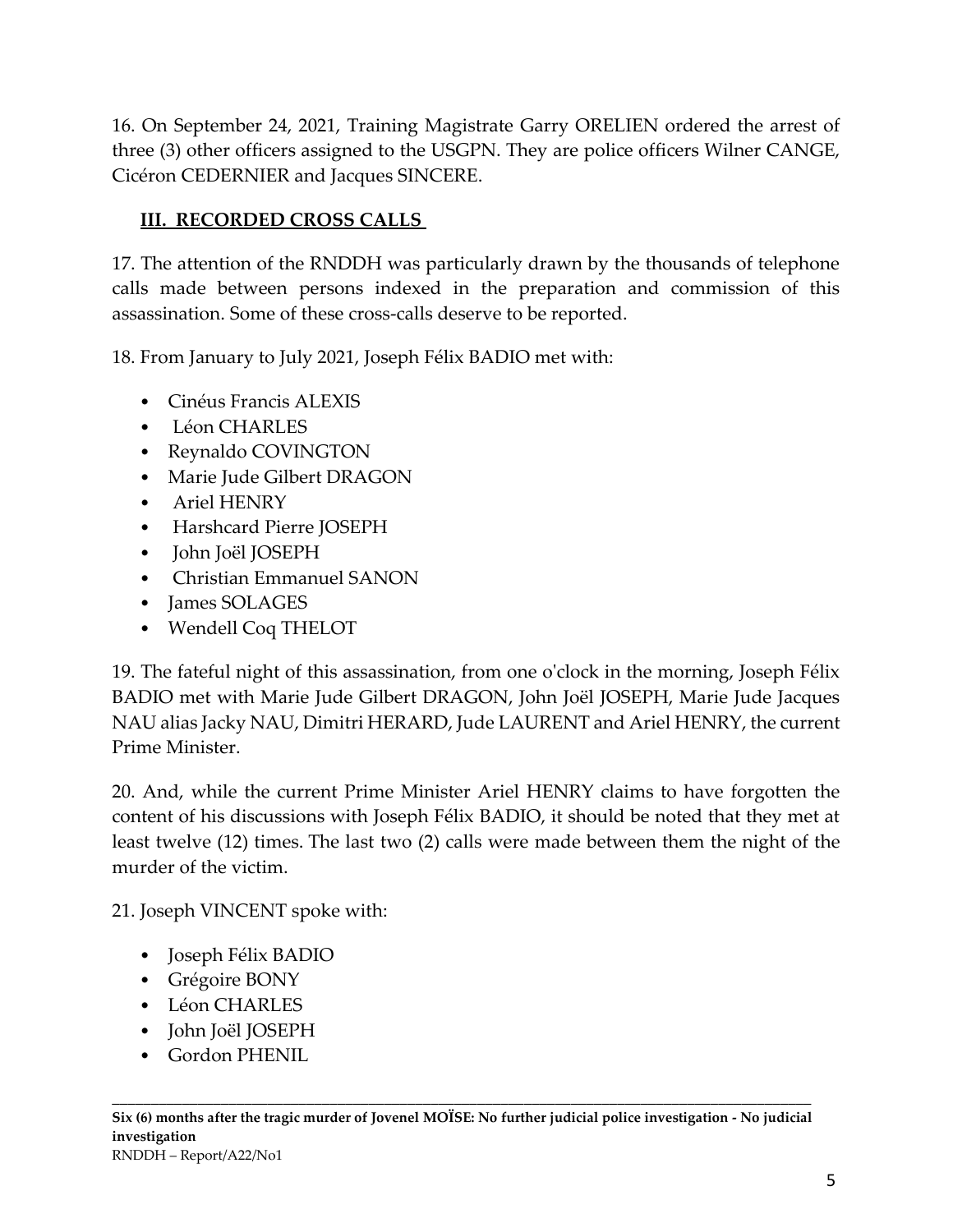16. On September 24, 2021, Training Magistrate Garry ORELIEN ordered the arrest of three (3) other officers assigned to the USGPN. They are police officers Wilner CANGE, Cicéron CEDERNIER and Jacques SINCERE.

## III. RECORDED CROSS CALLS

17. The attention of the RNDDH was particularly drawn by the thousands of telephone calls made between persons indexed in the preparation and commission of this assassination. Some of these cross-calls deserve to be reported.

18. From January to July 2021, Joseph Félix BADIO met with:

- Cinéus Francis ALEXIS
- Léon CHARLES
- Reynaldo COVINGTON
- Marie Jude Gilbert DRAGON
- Ariel HENRY
- Harshcard Pierre JOSEPH
- John Joël JOSEPH
- Christian Emmanuel SANON
- James SOLAGES
- Wendell Coq THELOT

19. The fateful night of this assassination, from one o'clock in the morning, Joseph Félix BADIO met with Marie Jude Gilbert DRAGON, John Joël JOSEPH, Marie Jude Jacques NAU alias Jacky NAU, Dimitri HERARD, Jude LAURENT and Ariel HENRY, the current Prime Minister.

20. And, while the current Prime Minister Ariel HENRY claims to have forgotten the content of his discussions with Joseph Félix BADIO, it should be noted that they met at least twelve (12) times. The last two (2) calls were made between them the night of the murder of the victim.

21. Joseph VINCENT spoke with:

- Joseph Félix BADIO
- Grégoire BONY
- Léon CHARLES
- John Joël JOSEPH
- Gordon PHENIL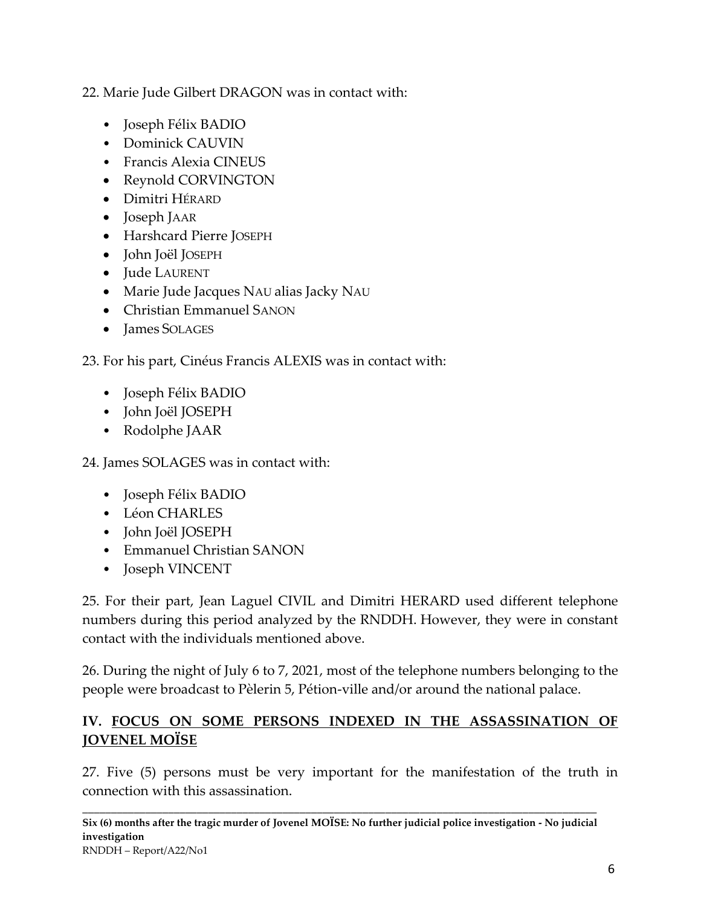22. Marie Jude Gilbert DRAGON was in contact with:

- Joseph Félix BADIO
- Dominick CAUVIN
- Francis Alexia CINEUS
- Reynold CORVINGTON
- Dimitri HÉRARD
- Joseph JAAR
- Harshcard Pierre JOSEPH
- John Joël JOSEPH
- Jude LAURENT
- Marie Jude Jacques NAU alias Jacky NAU
- Christian Emmanuel SANON
- James SOLAGES

23. For his part, Cinéus Francis ALEXIS was in contact with:

- Joseph Félix BADIO
- John Joël JOSEPH
- Rodolphe JAAR

24. James SOLAGES was in contact with:

- Joseph Félix BADIO
- Léon CHARLES
- John Joël JOSEPH
- Emmanuel Christian SANON
- Joseph VINCENT

25. For their part, Jean Laguel CIVIL and Dimitri HERARD used different telephone numbers during this period analyzed by the RNDDH. However, they were in constant contact with the individuals mentioned above.

26. During the night of July 6 to 7, 2021, most of the telephone numbers belonging to the people were broadcast to Pèlerin 5, Pétion-ville and/or around the national palace.

## IV. FOCUS ON SOME PERSONS INDEXED IN THE ASSASSINATION OF JOVENEL MOÏSE

27. Five (5) persons must be very important for the manifestation of the truth in connection with this assassination.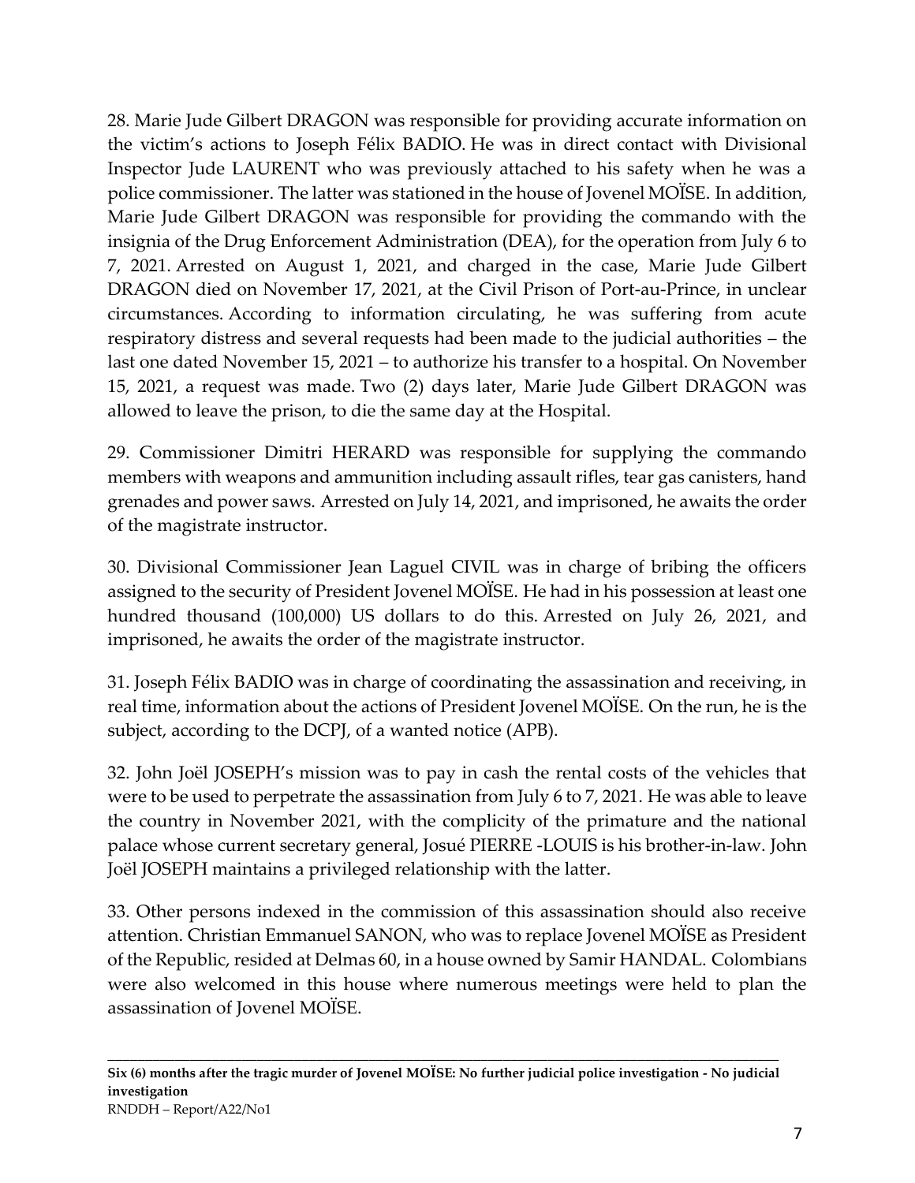28. Marie Jude Gilbert DRAGON was responsible for providing accurate information on the victim's actions to Joseph Félix BADIO. He was in direct contact with Divisional Inspector Jude LAURENT who was previously attached to his safety when he was a police commissioner. The latter was stationed in the house of Jovenel MOÏSE. In addition, Marie Jude Gilbert DRAGON was responsible for providing the commando with the insignia of the Drug Enforcement Administration (DEA), for the operation from July 6 to 7, 2021. Arrested on August 1, 2021, and charged in the case, Marie Jude Gilbert DRAGON died on November 17, 2021, at the Civil Prison of Port-au-Prince, in unclear circumstances. According to information circulating, he was suffering from acute respiratory distress and several requests had been made to the judicial authorities – the last one dated November 15, 2021 – to authorize his transfer to a hospital. On November 15, 2021, a request was made. Two (2) days later, Marie Jude Gilbert DRAGON was allowed to leave the prison, to die the same day at the Hospital.

29. Commissioner Dimitri HERARD was responsible for supplying the commando members with weapons and ammunition including assault rifles, tear gas canisters, hand grenades and power saws. Arrested on July 14, 2021, and imprisoned, he awaits the order of the magistrate instructor.

30. Divisional Commissioner Jean Laguel CIVIL was in charge of bribing the officers assigned to the security of President Jovenel MOÏSE. He had in his possession at least one hundred thousand (100,000) US dollars to do this. Arrested on July 26, 2021, and imprisoned, he awaits the order of the magistrate instructor.

31. Joseph Félix BADIO was in charge of coordinating the assassination and receiving, in real time, information about the actions of President Jovenel MOÏSE. On the run, he is the subject, according to the DCPJ, of a wanted notice (APB).

32. John Joël JOSEPH's mission was to pay in cash the rental costs of the vehicles that were to be used to perpetrate the assassination from July 6 to 7, 2021. He was able to leave the country in November 2021, with the complicity of the primature and the national palace whose current secretary general, Josué PIERRE -LOUIS is his brother-in-law. John Joël JOSEPH maintains a privileged relationship with the latter.

33. Other persons indexed in the commission of this assassination should also receive attention. Christian Emmanuel SANON, who was to replace Jovenel MOÏSE as President of the Republic, resided at Delmas 60, in a house owned by Samir HANDAL. Colombians were also welcomed in this house where numerous meetings were held to plan the assassination of Jovenel MOÏSE.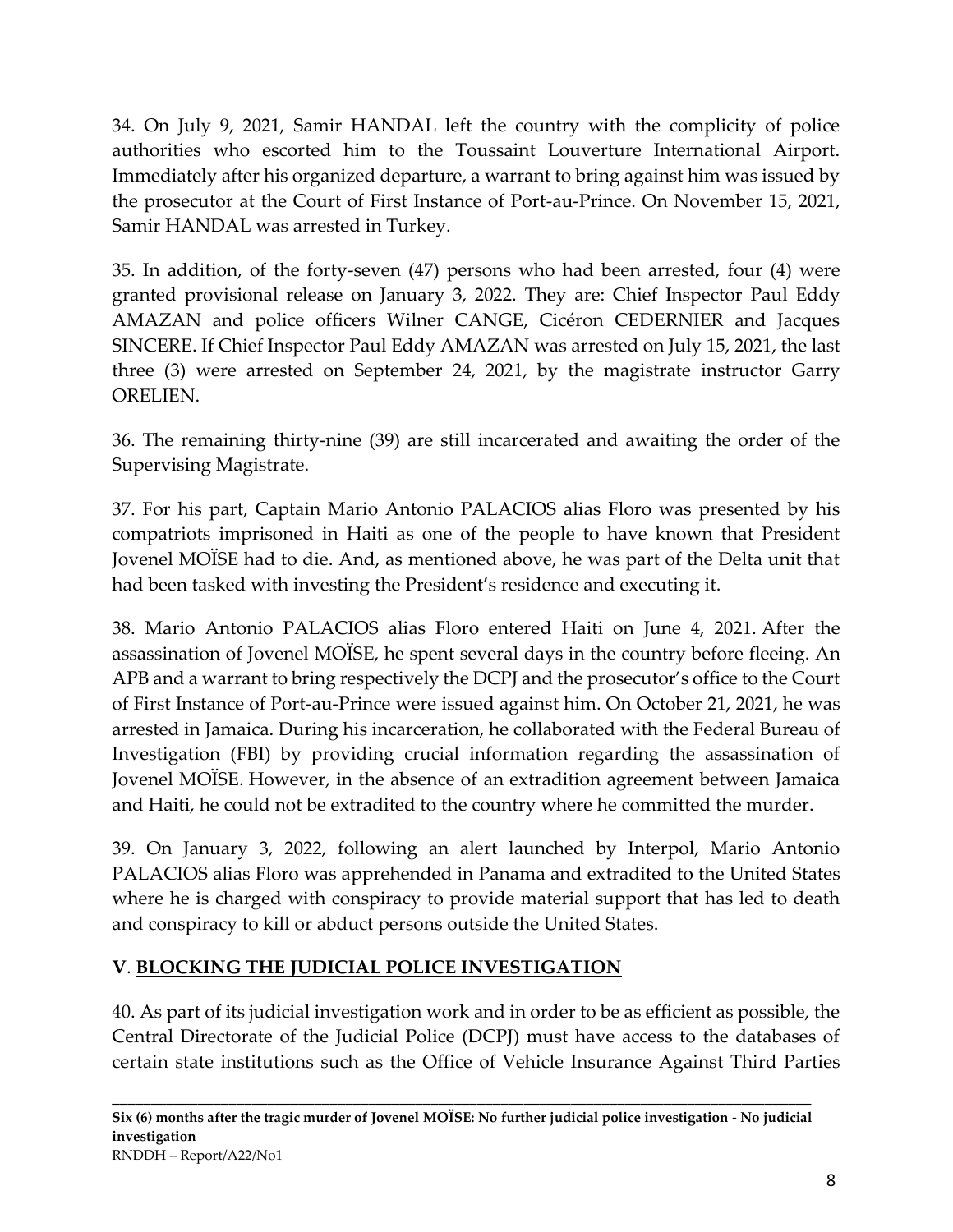34. On July 9, 2021, Samir HANDAL left the country with the complicity of police authorities who escorted him to the Toussaint Louverture International Airport. Immediately after his organized departure, a warrant to bring against him was issued by the prosecutor at the Court of First Instance of Port-au-Prince. On November 15, 2021, Samir HANDAL was arrested in Turkey.

35. In addition, of the forty-seven (47) persons who had been arrested, four (4) were granted provisional release on January 3, 2022. They are: Chief Inspector Paul Eddy AMAZAN and police officers Wilner CANGE, Cicéron CEDERNIER and Jacques SINCERE. If Chief Inspector Paul Eddy AMAZAN was arrested on July 15, 2021, the last three (3) were arrested on September 24, 2021, by the magistrate instructor Garry ORELIEN.

36. The remaining thirty-nine (39) are still incarcerated and awaiting the order of the Supervising Magistrate.

37. For his part, Captain Mario Antonio PALACIOS alias Floro was presented by his compatriots imprisoned in Haiti as one of the people to have known that President Jovenel MOÏSE had to die. And, as mentioned above, he was part of the Delta unit that had been tasked with investing the President's residence and executing it.

38. Mario Antonio PALACIOS alias Floro entered Haiti on June 4, 2021. After the assassination of Jovenel MOÏSE, he spent several days in the country before fleeing. An APB and a warrant to bring respectively the DCPJ and the prosecutor's office to the Court of First Instance of Port-au-Prince were issued against him. On October 21, 2021, he was arrested in Jamaica. During his incarceration, he collaborated with the Federal Bureau of Investigation (FBI) by providing crucial information regarding the assassination of Jovenel MOÏSE. However, in the absence of an extradition agreement between Jamaica and Haiti, he could not be extradited to the country where he committed the murder.

39. On January 3, 2022, following an alert launched by Interpol, Mario Antonio PALACIOS alias Floro was apprehended in Panama and extradited to the United States where he is charged with conspiracy to provide material support that has led to death and conspiracy to kill or abduct persons outside the United States.

## V. BLOCKING THE JUDICIAL POLICE INVESTIGATION

40. As part of its judicial investigation work and in order to be as efficient as possible, the Central Directorate of the Judicial Police (DCPJ) must have access to the databases of certain state institutions such as the Office of Vehicle Insurance Against Third Parties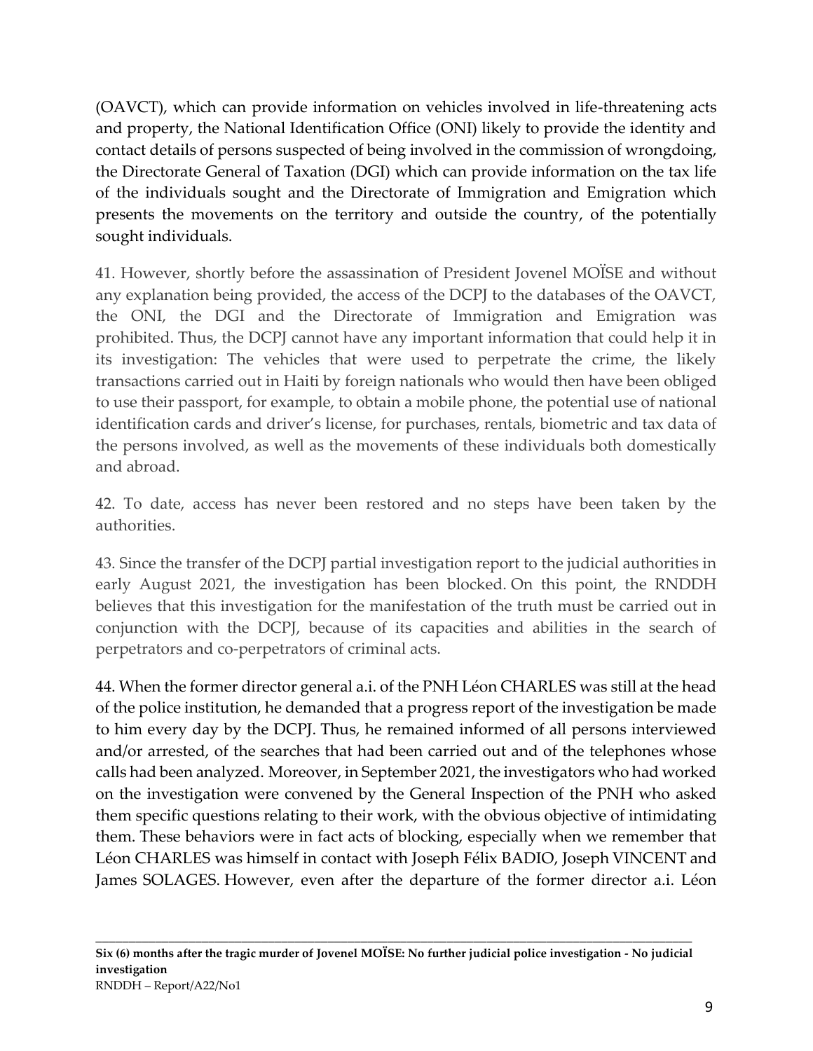(OAVCT), which can provide information on vehicles involved in life-threatening acts and property, the National Identification Office (ONI) likely to provide the identity and contact details of persons suspected of being involved in the commission of wrongdoing, the Directorate General of Taxation (DGI) which can provide information on the tax life of the individuals sought and the Directorate of Immigration and Emigration which presents the movements on the territory and outside the country, of the potentially sought individuals.

41. However, shortly before the assassination of President Jovenel MOÏSE and without any explanation being provided, the access of the DCPJ to the databases of the OAVCT, the ONI, the DGI and the Directorate of Immigration and Emigration was prohibited. Thus, the DCPJ cannot have any important information that could help it in its investigation: The vehicles that were used to perpetrate the crime, the likely transactions carried out in Haiti by foreign nationals who would then have been obliged to use their passport, for example, to obtain a mobile phone, the potential use of national identification cards and driver's license, for purchases, rentals, biometric and tax data of the persons involved, as well as the movements of these individuals both domestically and abroad.

42. To date, access has never been restored and no steps have been taken by the authorities.

43. Since the transfer of the DCPJ partial investigation report to the judicial authorities in early August 2021, the investigation has been blocked. On this point, the RNDDH believes that this investigation for the manifestation of the truth must be carried out in conjunction with the DCPJ, because of its capacities and abilities in the search of perpetrators and co-perpetrators of criminal acts.

44. When the former director general a.i. of the PNH Léon CHARLES was still at the head of the police institution, he demanded that a progress report of the investigation be made to him every day by the DCPJ. Thus, he remained informed of all persons interviewed and/or arrested, of the searches that had been carried out and of the telephones whose calls had been analyzed. Moreover, in September 2021, the investigators who had worked on the investigation were convened by the General Inspection of the PNH who asked them specific questions relating to their work, with the obvious objective of intimidating them. These behaviors were in fact acts of blocking, especially when we remember that Léon CHARLES was himself in contact with Joseph Félix BADIO, Joseph VINCENT and James SOLAGES. However, even after the departure of the former director a.i. Léon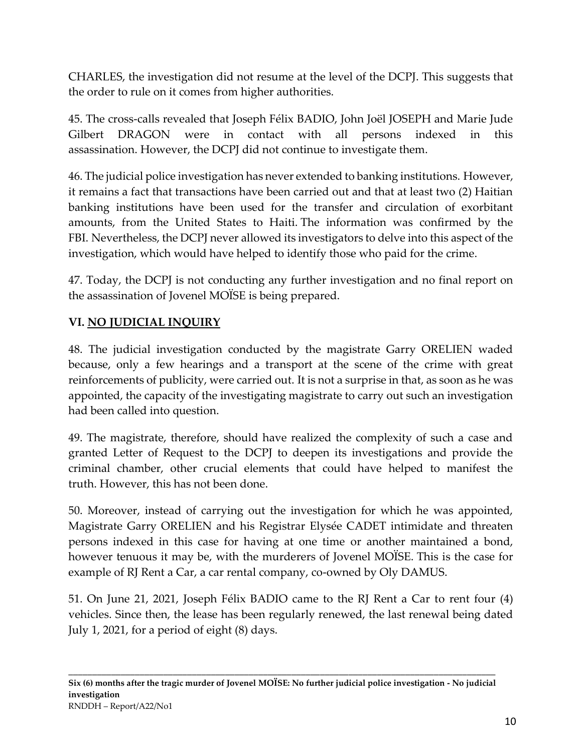CHARLES, the investigation did not resume at the level of the DCPJ. This suggests that the order to rule on it comes from higher authorities.

45. The cross-calls revealed that Joseph Félix BADIO, John Joël JOSEPH and Marie Jude Gilbert DRAGON were in contact with all persons indexed in this assassination. However, the DCPJ did not continue to investigate them.

46. The judicial police investigation has never extended to banking institutions. However, it remains a fact that transactions have been carried out and that at least two (2) Haitian banking institutions have been used for the transfer and circulation of exorbitant amounts, from the United States to Haiti. The information was confirmed by the FBI. Nevertheless, the DCPJ never allowed its investigators to delve into this aspect of the investigation, which would have helped to identify those who paid for the crime.

47. Today, the DCPJ is not conducting any further investigation and no final report on the assassination of Jovenel MOÏSE is being prepared.

## VI. NO JUDICIAL INQUIRY

48. The judicial investigation conducted by the magistrate Garry ORELIEN waded because, only a few hearings and a transport at the scene of the crime with great reinforcements of publicity, were carried out. It is not a surprise in that, as soon as he was appointed, the capacity of the investigating magistrate to carry out such an investigation had been called into question.

49. The magistrate, therefore, should have realized the complexity of such a case and granted Letter of Request to the DCPJ to deepen its investigations and provide the criminal chamber, other crucial elements that could have helped to manifest the truth. However, this has not been done.

50. Moreover, instead of carrying out the investigation for which he was appointed, Magistrate Garry ORELIEN and his Registrar Elysée CADET intimidate and threaten persons indexed in this case for having at one time or another maintained a bond, however tenuous it may be, with the murderers of Jovenel MOÏSE. This is the case for example of RJ Rent a Car, a car rental company, co-owned by Oly DAMUS.

51. On June 21, 2021, Joseph Félix BADIO came to the RJ Rent a Car to rent four (4) vehicles. Since then, the lease has been regularly renewed, the last renewal being dated July 1, 2021, for a period of eight (8) days.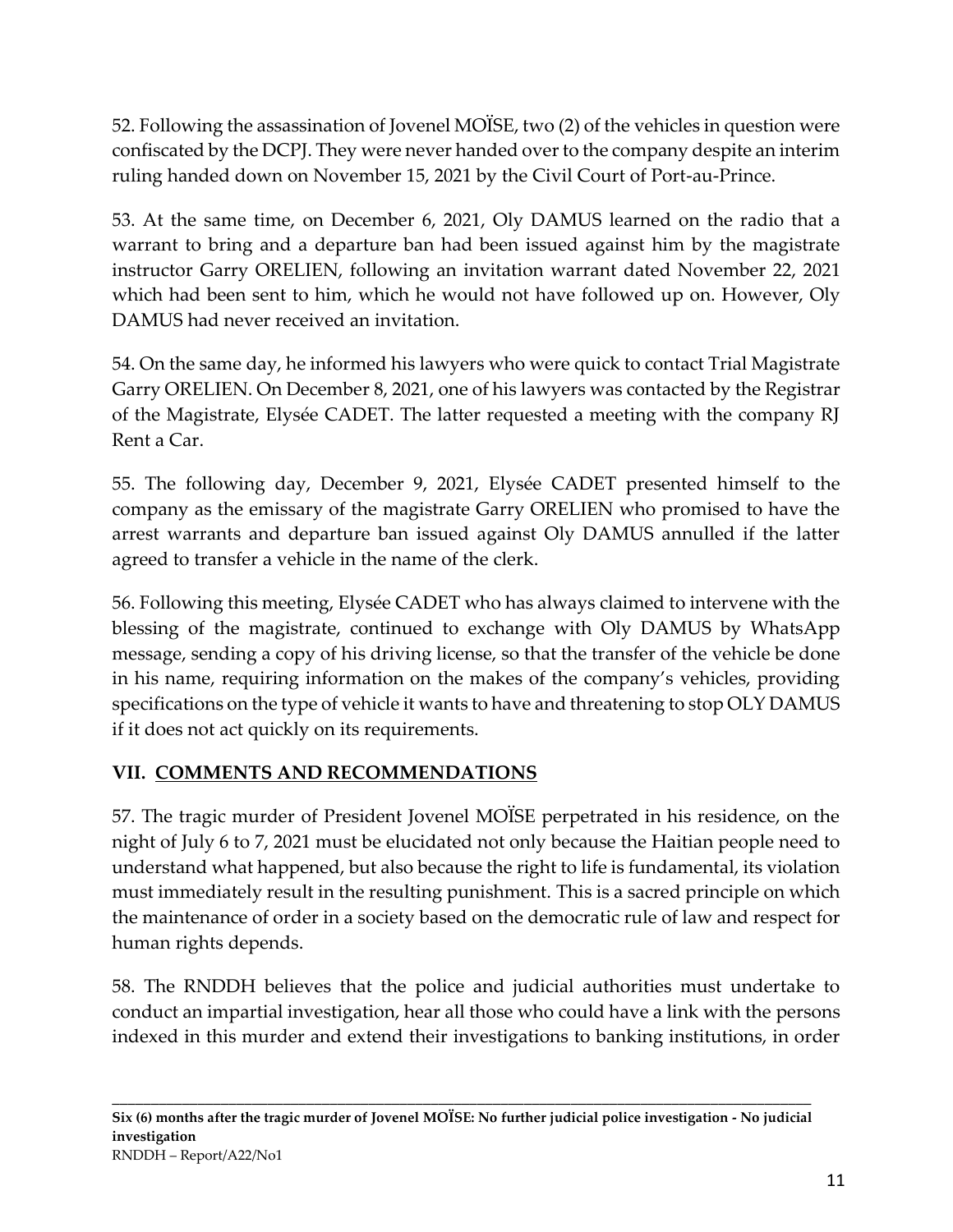52. Following the assassination of Jovenel MOÏSE, two (2) of the vehicles in question were confiscated by the DCPJ. They were never handed over to the company despite an interim ruling handed down on November 15, 2021 by the Civil Court of Port-au-Prince.

53. At the same time, on December 6, 2021, Oly DAMUS learned on the radio that a warrant to bring and a departure ban had been issued against him by the magistrate instructor Garry ORELIEN, following an invitation warrant dated November 22, 2021 which had been sent to him, which he would not have followed up on. However, Oly DAMUS had never received an invitation.

54. On the same day, he informed his lawyers who were quick to contact Trial Magistrate Garry ORELIEN. On December 8, 2021, one of his lawyers was contacted by the Registrar of the Magistrate, Elysée CADET. The latter requested a meeting with the company RJ Rent a Car.

55. The following day, December 9, 2021, Elysée CADET presented himself to the company as the emissary of the magistrate Garry ORELIEN who promised to have the arrest warrants and departure ban issued against Oly DAMUS annulled if the latter agreed to transfer a vehicle in the name of the clerk.

56. Following this meeting, Elysée CADET who has always claimed to intervene with the blessing of the magistrate, continued to exchange with Oly DAMUS by WhatsApp message, sending a copy of his driving license, so that the transfer of the vehicle be done in his name, requiring information on the makes of the company's vehicles, providing specifications on the type of vehicle it wants to have and threatening to stop OLY DAMUS if it does not act quickly on its requirements.

## VII. COMMENTS AND RECOMMENDATIONS

57. The tragic murder of President Jovenel MOÏSE perpetrated in his residence, on the night of July 6 to 7, 2021 must be elucidated not only because the Haitian people need to understand what happened, but also because the right to life is fundamental, its violation must immediately result in the resulting punishment. This is a sacred principle on which the maintenance of order in a society based on the democratic rule of law and respect for human rights depends.

58. The RNDDH believes that the police and judicial authorities must undertake to conduct an impartial investigation, hear all those who could have a link with the persons indexed in this murder and extend their investigations to banking institutions, in order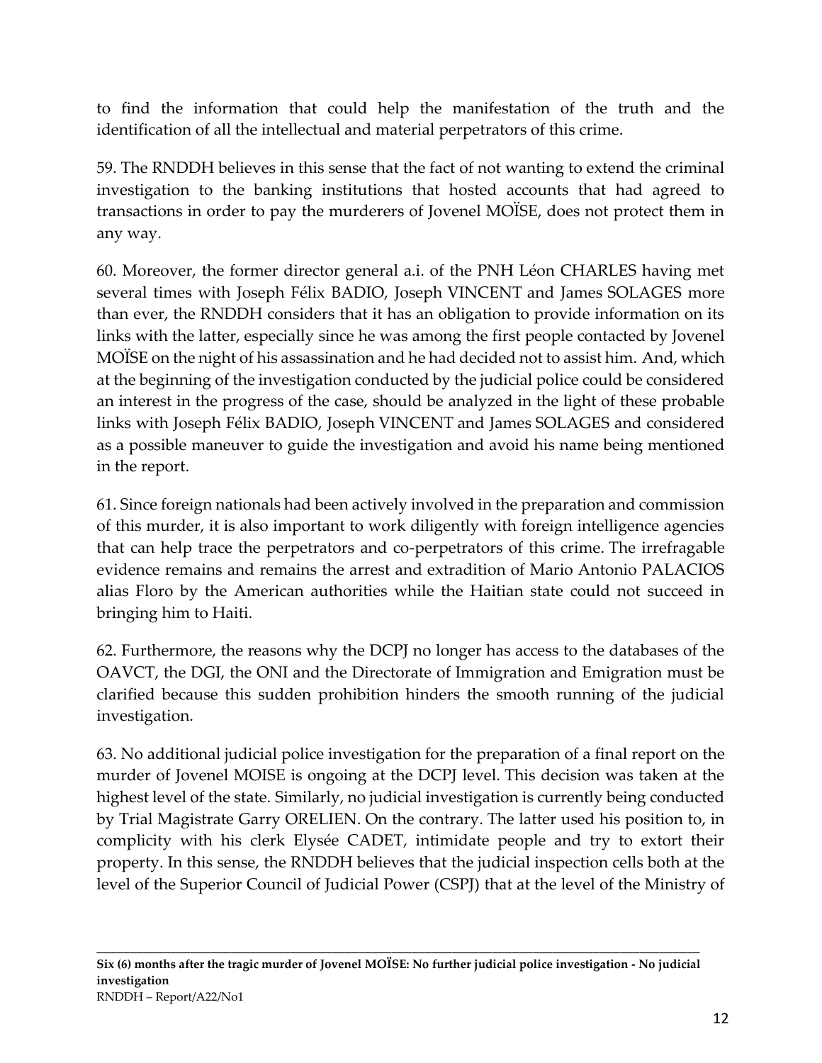to find the information that could help the manifestation of the truth and the identification of all the intellectual and material perpetrators of this crime.

59. The RNDDH believes in this sense that the fact of not wanting to extend the criminal investigation to the banking institutions that hosted accounts that had agreed to transactions in order to pay the murderers of Jovenel MOÏSE, does not protect them in any way.

60. Moreover, the former director general a.i. of the PNH Léon CHARLES having met several times with Joseph Félix BADIO, Joseph VINCENT and James SOLAGES more than ever, the RNDDH considers that it has an obligation to provide information on its links with the latter, especially since he was among the first people contacted by Jovenel MOÏSE on the night of his assassination and he had decided not to assist him. And, which at the beginning of the investigation conducted by the judicial police could be considered an interest in the progress of the case, should be analyzed in the light of these probable links with Joseph Félix BADIO, Joseph VINCENT and James SOLAGES and considered as a possible maneuver to guide the investigation and avoid his name being mentioned in the report.

61. Since foreign nationals had been actively involved in the preparation and commission of this murder, it is also important to work diligently with foreign intelligence agencies that can help trace the perpetrators and co-perpetrators of this crime. The irrefragable evidence remains and remains the arrest and extradition of Mario Antonio PALACIOS alias Floro by the American authorities while the Haitian state could not succeed in bringing him to Haiti.

62. Furthermore, the reasons why the DCPJ no longer has access to the databases of the OAVCT, the DGI, the ONI and the Directorate of Immigration and Emigration must be clarified because this sudden prohibition hinders the smooth running of the judicial investigation.

63. No additional judicial police investigation for the preparation of a final report on the murder of Jovenel MOISE is ongoing at the DCPJ level. This decision was taken at the highest level of the state. Similarly, no judicial investigation is currently being conducted by Trial Magistrate Garry ORELIEN. On the contrary. The latter used his position to, in complicity with his clerk Elysée CADET, intimidate people and try to extort their property. In this sense, the RNDDH believes that the judicial inspection cells both at the level of the Superior Council of Judicial Power (CSPJ) that at the level of the Ministry of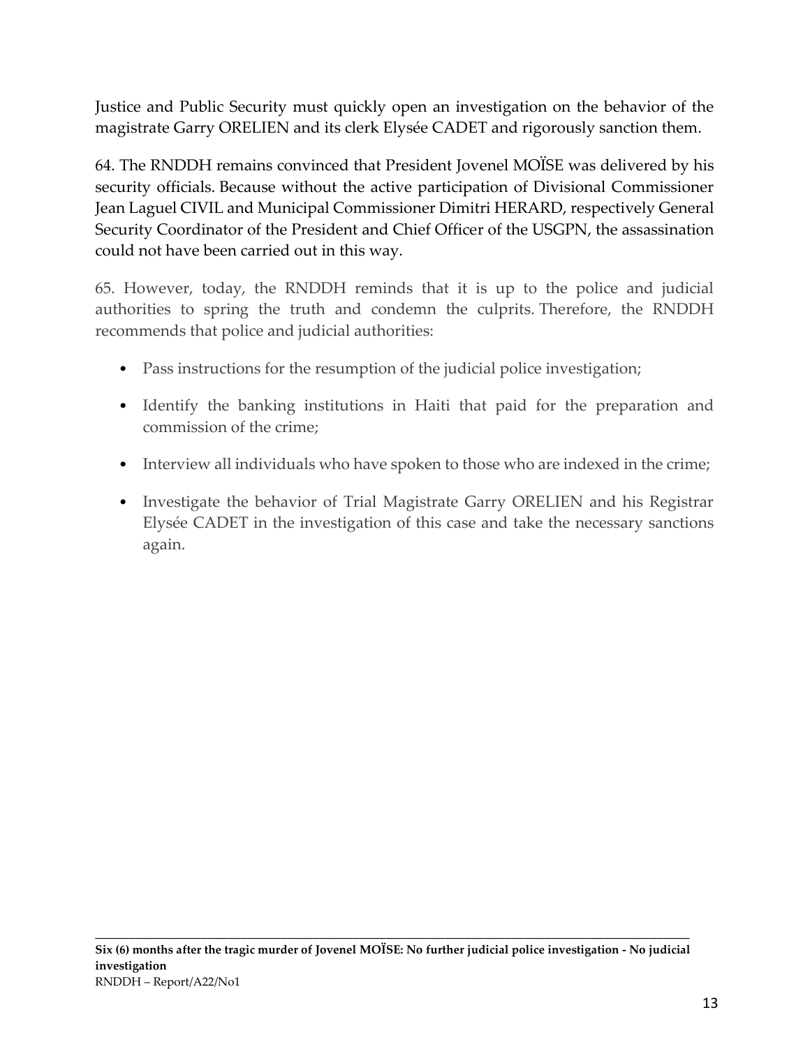Justice and Public Security must quickly open an investigation on the behavior of the magistrate Garry ORELIEN and its clerk Elysée CADET and rigorously sanction them.

64. The RNDDH remains convinced that President Jovenel MOÏSE was delivered by his security officials. Because without the active participation of Divisional Commissioner Jean Laguel CIVIL and Municipal Commissioner Dimitri HERARD, respectively General Security Coordinator of the President and Chief Officer of the USGPN, the assassination could not have been carried out in this way.

65. However, today, the RNDDH reminds that it is up to the police and judicial authorities to spring the truth and condemn the culprits. Therefore, the RNDDH recommends that police and judicial authorities:

- Pass instructions for the resumption of the judicial police investigation;
- Identify the banking institutions in Haiti that paid for the preparation and commission of the crime;
- Interview all individuals who have spoken to those who are indexed in the crime;
- Investigate the behavior of Trial Magistrate Garry ORELIEN and his Registrar Elysée CADET in the investigation of this case and take the necessary sanctions again.